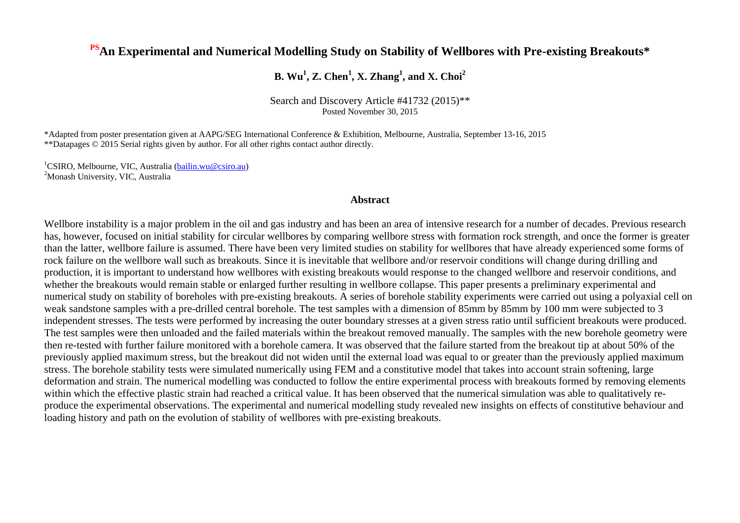# [PS]An Experimental and Numerical Modelling Study on Stability of Wellbores with Pre-existing Breakouts*

**B. Wu[1], Z. Chen[1], X. Zhang[1], and X. Choi[2]**

Search and Discovery Article #41732 (2015)**
Posted November 30, 2015

*Adapted from poster presentation given at AAPG/SEG International Conference & Exhibition, Melbourne, Australia, September 13-16, 2015
**Datapages © 2015 Serial rights given by author. For all other rights contact author directly.

[1]CSIRO, Melbourne, VIC, Australia (bailin.wu@csiro.au)
[2]Monash University, VIC, Australia

## Abstract

Wellbore instability is a major problem in the oil and gas industry and has been an area of intensive research for a number of decades. Previous research has, however, focused on initial stability for circular wellbores by comparing wellbore stress with formation rock strength, and once the former is greater than the latter, wellbore failure is assumed. There have been very limited studies on stability for wellbores that have already experienced some forms of rock failure on the wellbore wall such as breakouts. Since it is inevitable that wellbore and/or reservoir conditions will change during drilling and production, it is important to understand how wellbores with existing breakouts would response to the changed wellbore and reservoir conditions, and whether the breakouts would remain stable or enlarged further resulting in wellbore collapse. This paper presents a preliminary experimental and numerical study on stability of boreholes with pre-existing breakouts. A series of borehole stability experiments were carried out using a polyaxial cell on weak sandstone samples with a pre-drilled central borehole. The test samples with a dimension of 85mm by 85mm by 100 mm were subjected to 3 independent stresses. The tests were performed by increasing the outer boundary stresses at a given stress ratio until sufficient breakouts were produced. The test samples were then unloaded and the failed materials within the breakout removed manually. The samples with the new borehole geometry were then re-tested with further failure monitored with a borehole camera. It was observed that the failure started from the breakout tip at about 50% of the previously applied maximum stress, but the breakout did not widen until the external load was equal to or greater than the previously applied maximum stress. The borehole stability tests were simulated numerically using FEM and a constitutive model that takes into account strain softening, large deformation and strain. The numerical modelling was conducted to follow the entire experimental process with breakouts formed by removing elements within which the effective plastic strain had reached a critical value. It has been observed that the numerical simulation was able to qualitatively re-produce the experimental observations. The experimental and numerical modelling study revealed new insights on effects of constitutive behaviour and loading history and path on the evolution of stability of wellbores with pre-existing breakouts.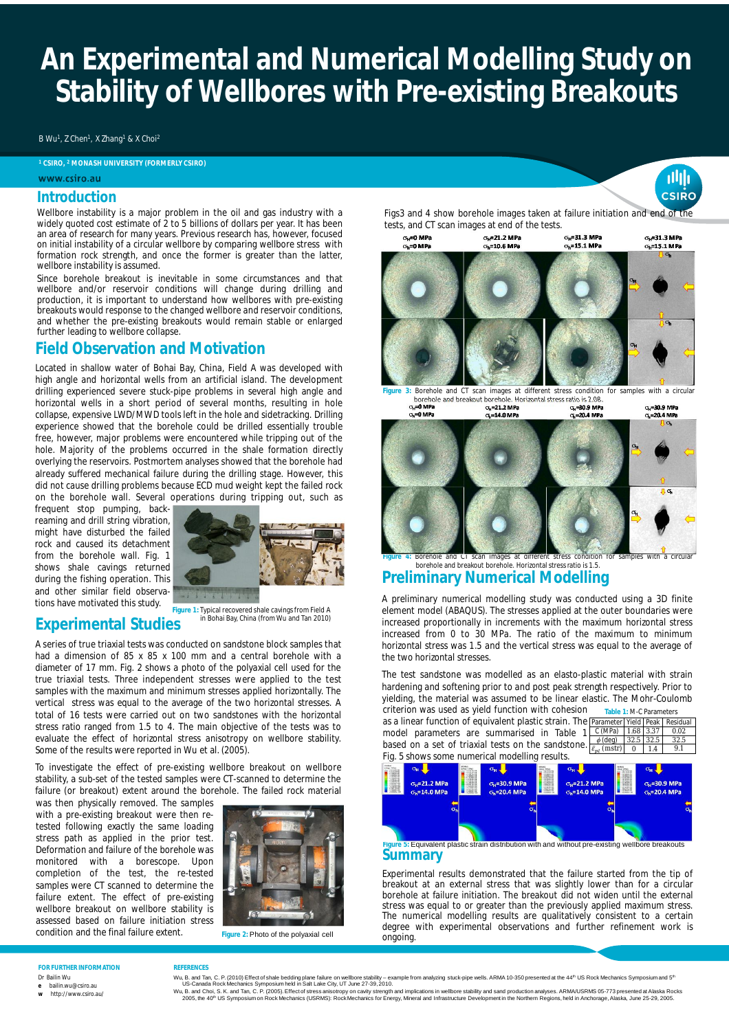# An Experimental and Numerical Modelling Study on Stability of Wellbores with Pre-existing Breakouts

B Wu[1], Z Chen[1], X Zhang[1] & X Choi[2]

[1] CSIRO, [2] MONASH UNIVERSITY (FORMERLY CSIRO)

www.csiro.au

## Introduction

Wellbore instability is a major problem in the oil and gas industry with a widely quoted cost estimate of 2 to 5 billions of dollars per year. It has been an area of research for many years. Previous research has, however, focused on initial instability of a circular wellbore by comparing wellbore stress with formation rock strength, and once the former is greater than the latter, wellbore instability is assumed.

Since borehole breakout is inevitable in some circumstances and that wellbore and/or reservoir conditions will change during drilling and production, it is important to understand how wellbores with pre-existing breakouts would response to the changed wellbore and reservoir conditions, and whether the pre-existing breakouts would remain stable or enlarged further leading to wellbore collapse.

## Field Observation and Motivation

Located in shallow water of Bohai Bay, China, Field A was developed with high angle and horizontal wells from an artificial island. The development drilling experienced severe stuck-pipe problems in several high angle and horizontal wells in a short period of several months, resulting in hole collapse, expensive LWD/MWD tools left in the hole and sidetracking. Drilling experience showed that the borehole could be drilled essentially trouble free, however, major problems were encountered while tripping out of the hole. Majority of the problems occurred in the shale formation directly overlying the reservoirs. Postmortem analyses showed that the borehole had already suffered mechanical failure during the drilling stage. However, this did not cause drilling problems because ECD mud weight kept the failed rock on the borehole wall. Several operations during tripping out, such as frequent stop pumping, back-reaming and drill string vibration, might have disturbed the failed rock and caused its detachment from the borehole wall. Fig. 1 shows shale cavings returned during the fishing operation. This and other similar field observations have motivated this study.

Figure 1: Typical recovered shale cavings from Field A in Bohai Bay, China (from Wu and Tan 2010)

## Experimental Studies

A series of true triaxial tests was conducted on sandstone block samples that had a dimension of 85 x 85 x 100 mm and a central borehole with a diameter of 17 mm. Fig. 2 shows a photo of the polyaxial cell used for the true triaxial tests. Three independent stresses were applied to the test samples with the maximum and minimum stresses applied horizontally. The vertical stress was equal to the average of the two horizontal stresses. A total of 16 tests were carried out on two sandstones with the horizontal stress ratio ranged from 1.5 to 4. The main objective of the tests was to evaluate the effect of horizontal stress anisotropy on wellbore stability. Some of the results were reported in Wu et al. (2005).

To investigate the effect of pre-existing wellbore breakout on wellbore stability, a sub-set of the tested samples were CT-scanned to determine the failure (or breakout) extent around the borehole. The failed rock material was then physically removed. The samples with a pre-existing breakout were then re-tested following exactly the same loading stress path as applied in the prior test. Deformation and failure of the borehole was monitored with a borescope. Upon completion of the test, the re-tested samples were CT scanned to determine the failure extent. The effect of pre-existing wellbore breakout on wellbore stability is assessed based on failure initiation stress condition and the final failure extent.

Figure 2: Photo of the polyaxial cell

Figs3 and 4 show borehole images taken at failure initiation and end of the tests, and CT scan images at end of the tests.

$\sigma_H$=0 MPa
$\sigma_h$=0 MPa
$\sigma_H$=21.2 MPa
$\sigma_h$=10.6 MPa
$\sigma_H$=31.3 MPa
$\sigma_h$=15.1 MPa
$\sigma_H$=31.3 MPa
$\sigma_h$=15.1 MPa

Figure 3: Borehole and CT scan images at different stress condition for samples with a circular borehole and breakout borehole. Horizontal stress ratio is 2.08.

$\sigma_H$=0 MPa
$\sigma_h$=0 MPa
$\sigma_H$=21.2 MPa
$\sigma_h$=14.0 MPa
$\sigma_H$=30.9 MPa
$\sigma_h$=20.4 MPa
$\sigma_H$=30.9 MPa
$\sigma_h$=20.4 MPa

Figure 4: Borehole and CT scan images at different stress condition for samples with a circular borehole and breakout borehole. Horizontal stress ratio is 1.5.

## Preliminary Numerical Modelling

A preliminary numerical modelling study was conducted using a 3D finite element model (ABAQUS). The stresses applied at the outer boundaries were increased proportionally in increments with the maximum horizontal stress increased from 0 to 30 MPa. The ratio of the maximum to minimum horizontal stress was 1.5 and the vertical stress was equal to the average of the two horizontal stresses.

The test sandstone was modelled as an elasto-plastic material with strain hardening and softening prior to and post peak strength respectively. Prior to yielding, the material was assumed to be linear elastic. The Mohr-Coulomb criterion was used as yield function with cohesion as a linear function of equivalent plastic strain. The model parameters are summarised in Table 1 based on a set of triaxial tests on the sandstone. Fig. 5 shows some numerical modelling results.

Table 1: M-C Parameters

| Parameter | Yield | Peak | Residual |
|---|---|---|---|
| C (MPa) | 1.68 | 3.37 | 0.02 |
| $\phi$ (deg) | 32.5 | 32.5 | 32.5 |
| $\bar{\varepsilon}_{pl}$ (mstr) | 0 | 1.4 | 9.1 |

$\sigma_H$=21.2 MPa
$\sigma_h$=14.0 MPa
$\sigma_H$=30.9 MPa
$\sigma_h$=20.4 MPa
$\sigma_H$=21.2 MPa
$\sigma_h$=14.0 MPa
$\sigma_H$=30.9 MPa
$\sigma_h$=20.4 MPa

Figure 5: Equivalent plastic strain distribution with and without pre-existing wellbore breakouts

## Summary

Experimental results demonstrated that the failure started from the tip of breakout at an external stress that was slightly lower than for a circular borehole at failure initiation. The breakout did not widen until the external stress was equal to or greater than the previously applied maximum stress. The numerical modelling results are qualitatively consistent to a certain degree with experimental observations and further refinement work is ongoing.

**FOR FURTHER INFORMATION**

Dr Bailin Wu
e bailin.wu@csiro.au
w http://www.csiro.au/

**REFERENCES**

Wu, B. and Tan, C. P. (2010) Effect of shale bedding plane failure on wellbore stability – example from analyzing stuck-pipe wells. ARMA 10-350 presented at the 44th US Rock Mechanics Symposium and 5th US-Canada Rock Mechanics Symposium held in Salt Lake City, UT June 27-39, 2010.

Wu, B. and Choi, S. K. and Tan, C. P. (2005). Effect of stress anisotropy on cavity strength and implications in wellbore stability and sand production analyses. ARMA/USRMS 05-773 presented at Alaska Rocks 2005, the 40th US Symposium on Rock Mechanics (USRMS): Rock Mechanics for Energy, Mineral and Infrastructure Development in the Northern Regions, held in Anchorage, Alaska, June 25-29, 2005.